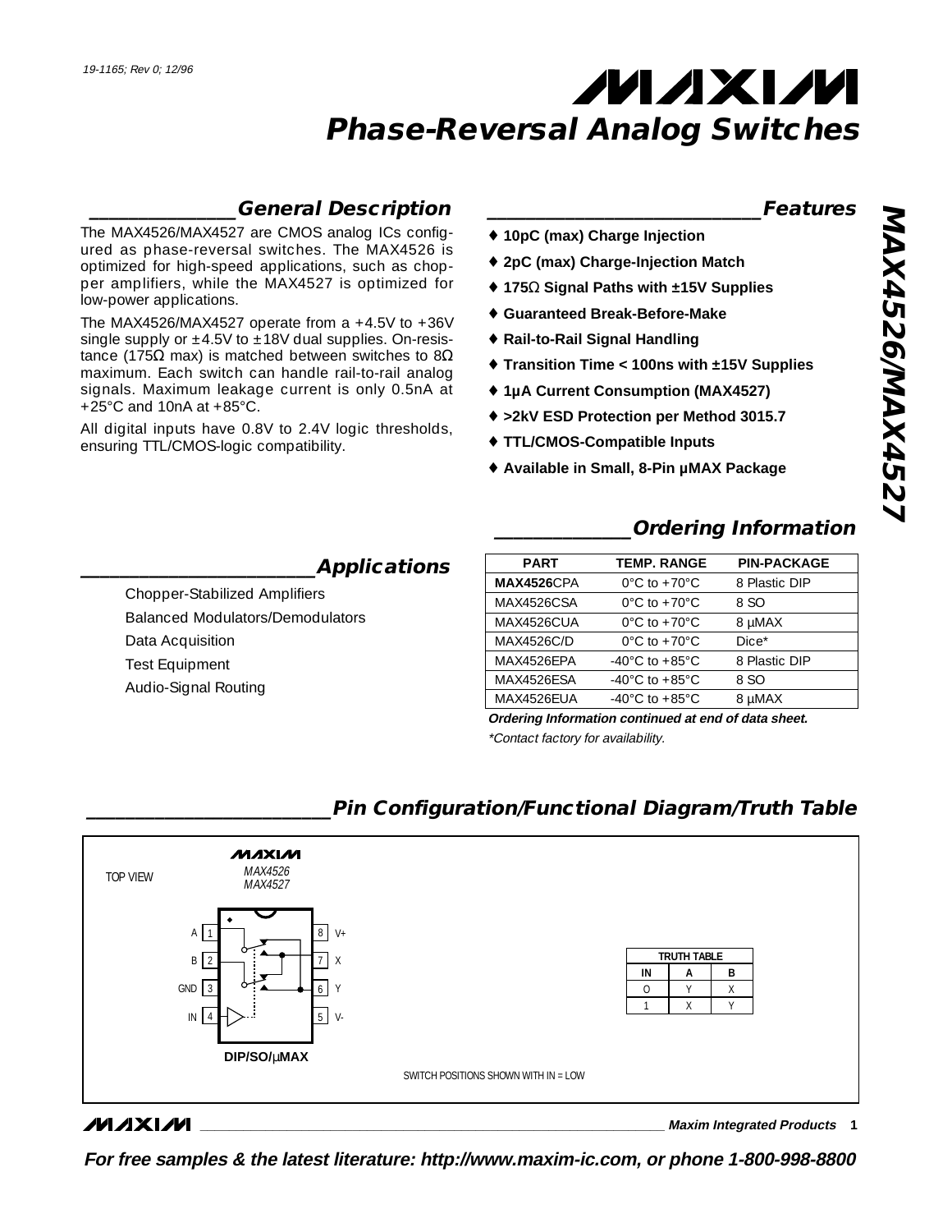19-1165; Rev 0; 12/96

# Phase-Reversal Analog Switches

## MAX4526/MAX4527

## General Description

The MAX4526/MAX4527 are CMOS analog ICs configured as phase-reversal switches. The MAX4526 is optimized for high-speed applications, such as chopper amplifiers, while the MAX4527 is optimized for low-power applications.

The MAX4526/MAX4527 operate from a +4.5V to +36V single supply or ±4.5V to ±18V dual supplies. On-resistance (175Ω max) is matched between switches to 8Ω maximum. Each switch can handle rail-to-rail analog signals. Maximum leakage current is only 0.5nA at +25°C and 10nA at +85°C.

All digital inputs have 0.8V to 2.4V logic thresholds, ensuring TTL/CMOS-logic compatibility.

## Applications

- Chopper-Stabilized Amplifiers
- Balanced Modulators/Demodulators
- Data Acquisition
- Test Equipment
- Audio-Signal Routing

## Features

- ♦ **10pC (max) Charge Injection**
- ♦ **2pC (max) Charge-Injection Match**
- ♦ **175Ω Signal Paths with ±15V Supplies**
- ♦ **Guaranteed Break-Before-Make**
- ♦ **Rail-to-Rail Signal Handling**
- ♦ **Transition Time < 100ns with ±15V Supplies**
- ♦ **1µA Current Consumption (MAX4527)**
- ♦ **>2kV ESD Protection per Method 3015.7**
- ♦ **TTL/CMOS-Compatible Inputs**
- ♦ **Available in Small, 8-Pin µMAX Package**

## Ordering Information

| PART | TEMP. RANGE | PIN-PACKAGE |
|---|---|---|
| **MAX4526**CPA | 0°C to +70°C | 8 Plastic DIP |
| MAX4526CSA | 0°C to +70°C | 8 SO |
| MAX4526CUA | 0°C to +70°C | 8 µMAX |
| MAX4526C/D | 0°C to +70°C | Dice* |
| MAX4526EPA | -40°C to +85°C | 8 Plastic DIP |
| MAX4526ESA | -40°C to +85°C | 8 SO |
| MAX4526EUA | -40°C to +85°C | 8 µMAX |

***Ordering Information continued at end of data sheet.***

**Contact factory for availability.*

## Pin Configuration/Functional Diagram/Truth Table

TOP VIEW

MAX4526
MAX4527

| Pin | Name | Pin | Name |
|---|---|---|---|
| 1 | A | 8 | V+ |
| 2 | B | 7 | X |
| 3 | GND | 6 | Y |
| 4 | IN | 5 | V- |

**DIP/SO/µMAX**

| TRUTH TABLE | | |
|---|---|---|
| IN | A | B |
| 0 | Y | X |
| 1 | X | Y |

SWITCH POSITIONS SHOWN WITH IN = LOW

Maxim Integrated Products

**For free samples & the latest literature: http://www.maxim-ic.com, or phone 1-800-998-8800**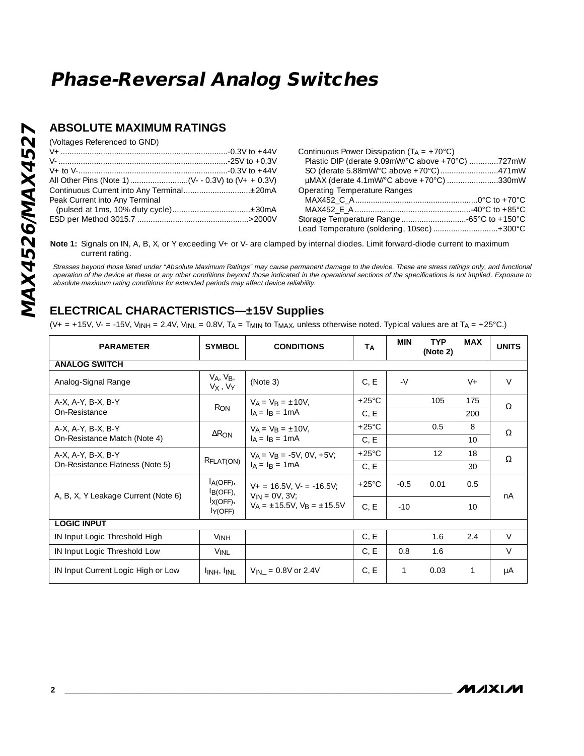# Phase-Reversal Analog Switches

## ABSOLUTE MAXIMUM RATINGS

(Voltages Referenced to GND)

V+ ..........................................................................-0.3V to +44V
V- ...........................................................................-25V to +0.3V
V+ to V-..................................................................-0.3V to +44V
All Other Pins (Note 1) ..........................(V- - 0.3V) to (V+ + 0.3V)
Continuous Current into Any Terminal.............................±20mA
Peak Current into Any Terminal
(pulsed at 1ms, 10% duty cycle)..................................±30mA
ESD per Method 3015.7 .................................................>2000V

Continuous Power Dissipation ($T_A$ = +70°C)
Plastic DIP (derate 9.09mW/°C above +70°C) .............727mW
SO (derate 5.88mW/°C above +70°C)..........................471mW
µMAX (derate 4.1mW/°C above +70°C) .......................330mW
Operating Temperature Ranges
MAX452_C_A......................................................0°C to +70°C
MAX452_E_A...................................................-40°C to +85°C
Storage Temperature Range .............................-65°C to +150°C
Lead Temperature (soldering, 10sec) .............................+300°C

**Note 1:** Signals on IN, A, B, X, or Y exceeding V+ or V- are clamped by internal diodes. Limit forward-diode current to maximum current rating.

*Stresses beyond those listed under "Absolute Maximum Ratings" may cause permanent damage to the device. These are stress ratings only, and functional operation of the device at these or any other conditions beyond those indicated in the operational sections of the specifications is not implied. Exposure to absolute maximum rating conditions for extended periods may affect device reliability.*

## ELECTRICAL CHARACTERISTICS—±15V Supplies

(V+ = +15V, V- = -15V, $V_{INH}$ = 2.4V, $V_{INL}$ = 0.8V, $T_A$ = $T_{MIN}$ to $T_{MAX}$, unless otherwise noted. Typical values are at $T_A$ = +25°C.)

| PARAMETER | SYMBOL | CONDITIONS | $T_A$ | MIN | TYP (Note 2) | MAX | UNITS |
|---|---|---|---|---|---|---|---|
| **ANALOG SWITCH** | | | | | | | |
| Analog-Signal Range | $V_A$, $V_B$, $V_X$, $V_Y$ | (Note 3) | C, E | -V | | V+ | V |
| A-X, A-Y, B-X, B-Y On-Resistance | $R_{ON}$ | $V_A$ = $V_B$ = ±10V, $I_A$ = $I_B$ = 1mA | +25°C | | 105 | 175 | Ω |
| | | | C, E | | | 200 | |
| A-X, A-Y, B-X, B-Y On-Resistance Match (Note 4) | $\Delta R_{ON}$ | $V_A$ = $V_B$ = ±10V, $I_A$ = $I_B$ = 1mA | +25°C | | 0.5 | 8 | Ω |
| | | | C, E | | | 10 | |
| A-X, A-Y, B-X, B-Y On-Resistance Flatness (Note 5) | $R_{FLAT(ON)}$ | $V_A$ = $V_B$ = -5V, 0V, +5V; $I_A$ = $I_B$ = 1mA | +25°C | | 12 | 18 | Ω |
| | | | C, E | | | 30 | |
| A, B, X, Y Leakage Current (Note 6) | $I_{A(OFF)}$, $I_{B(OFF)}$, $I_{X(OFF)}$, $I_{Y(OFF)}$ | V+ = 16.5V, V- = -16.5V; $V_{IN}$ = 0V, 3V; $V_A$ = ±15.5V, $V_B$ = ±15.5V | +25°C | -0.5 | 0.01 | 0.5 | nA |
| | | | C, E | -10 | | 10 | |
| **LOGIC INPUT** | | | | | | | |
| IN Input Logic Threshold High | $V_{INH}$ | | C, E | | 1.6 | 2.4 | V |
| IN Input Logic Threshold Low | $V_{INL}$ | | C, E | 0.8 | 1.6 | | V |
| IN Input Current Logic High or Low | $I_{INH}$, $I_{INL}$ | $V_{IN\_}$ = 0.8V or 2.4V | C, E | 1 | 0.03 | 1 | µA |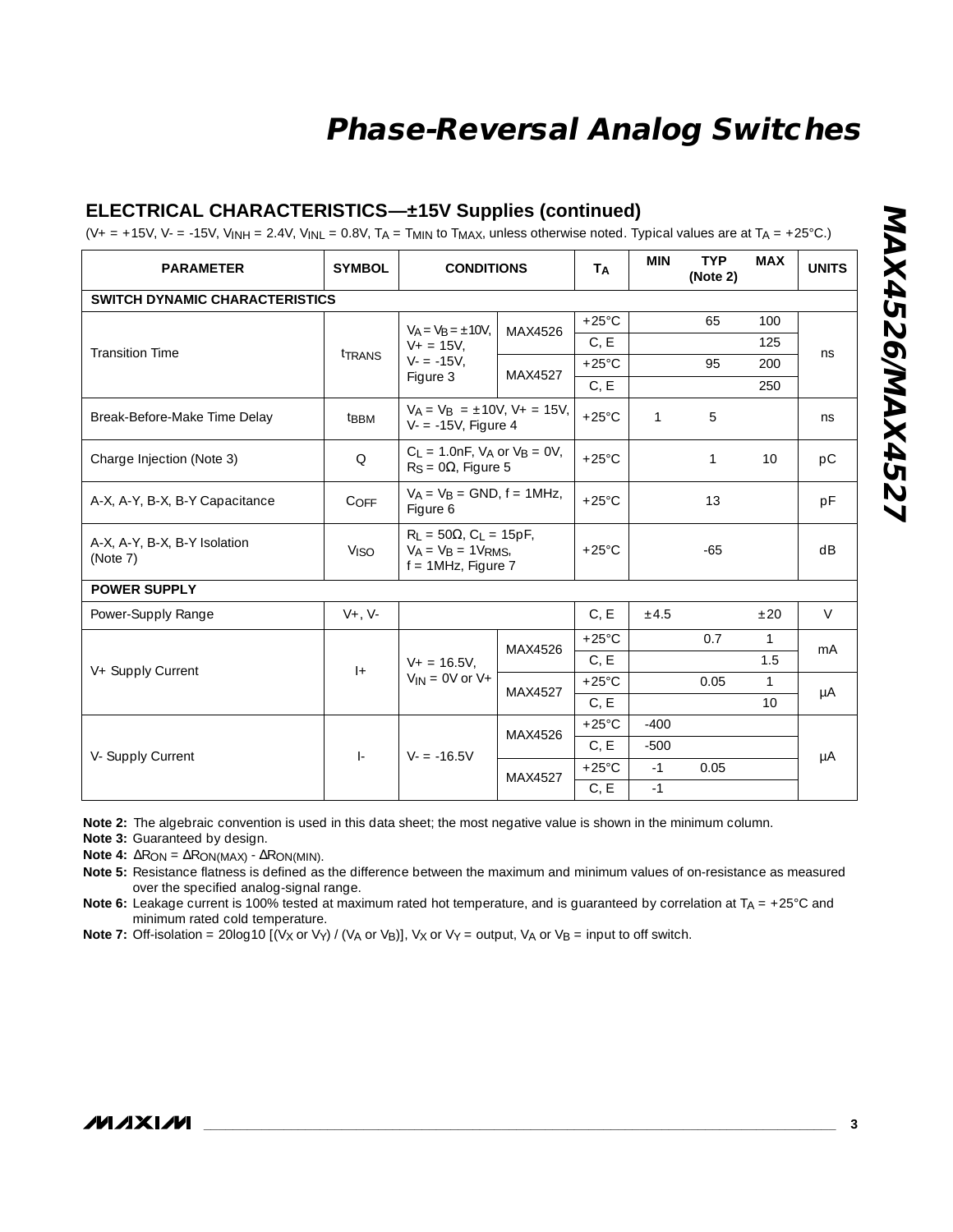## ELECTRICAL CHARACTERISTICS—±15V Supplies (continued)

($V+ = +15V$, $V- = -15V$, $V_{INH} = 2.4V$, $V_{INL} = 0.8V$, $T_A = T_{MIN}$ to $T_{MAX}$, unless otherwise noted. Typical values are at $T_A = +25°C$.)

| PARAMETER | SYMBOL | CONDITIONS | | $T_A$ | MIN | TYP (Note 2) | MAX | UNITS |
|---|---|---|---|---|---|---|---|---|
| **SWITCH DYNAMIC CHARACTERISTICS** | | | | | | | | |
| Transition Time | $t_{TRANS}$ | $V_A = V_B = ±10V$, $V+ = 15V$, $V- = -15V$, Figure 3 | MAX4526 | +25°C | | 65 | 100 | ns |
| | | | | C, E | | | 125 | |
| | | | MAX4527 | +25°C | | 95 | 200 | |
| | | | | C, E | | | 250 | |
| Break-Before-Make Time Delay | $t_{BBM}$ | $V_A = V_B = ±10V$, $V+ = 15V$, $V- = -15V$, Figure 4 | | +25°C | 1 | 5 | | ns |
| Charge Injection (Note 3) | Q | $C_L = 1.0nF$, $V_A$ or $V_B = 0V$, $R_S = 0Ω$, Figure 5 | | +25°C | | 1 | 10 | pC |
| A-X, A-Y, B-X, B-Y Capacitance | $C_{OFF}$ | $V_A = V_B = GND$, f = 1MHz, Figure 6 | | +25°C | | 13 | | pF |
| A-X, A-Y, B-X, B-Y Isolation (Note 7) | $V_{ISO}$ | $R_L = 50Ω$, $C_L = 15pF$, $V_A = V_B = 1V_{RMS}$, f = 1MHz, Figure 7 | | +25°C | | -65 | | dB |
| **POWER SUPPLY** | | | | | | | | |
| Power-Supply Range | V+, V- | | | C, E | ±4.5 | | ±20 | V |
| V+ Supply Current | I+ | $V+ = 16.5V$, $V_{IN} = 0V$ or V+ | MAX4526 | +25°C | | 0.7 | 1 | mA |
| | | | | C, E | | | 1.5 | |
| | | | MAX4527 | +25°C | | 0.05 | 1 | µA |
| | | | | C, E | | | 10 | |
| V- Supply Current | I- | $V- = -16.5V$ | MAX4526 | +25°C | -400 | | | µA |
| | | | | C, E | -500 | | | |
| | | | MAX4527 | +25°C | -1 | 0.05 | | |
| | | | | C, E | -1 | | | |

**Note 2:** The algebraic convention is used in this data sheet; the most negative value is shown in the minimum column.

**Note 3:** Guaranteed by design.

**Note 4:** $ΔR_{ON} = ΔR_{ON(MAX)} - ΔR_{ON(MIN)}$.

**Note 5:** Resistance flatness is defined as the difference between the maximum and minimum values of on-resistance as measured over the specified analog-signal range.

**Note 6:** Leakage current is 100% tested at maximum rated hot temperature, and is guaranteed by correlation at $T_A = +25°C$ and minimum rated cold temperature.

**Note 7:** Off-isolation = 20log10 [($V_X$ or $V_Y$) / ($V_A$ or $V_B$)], $V_X$ or $V_Y$ = output, $V_A$ or $V_B$ = input to off switch.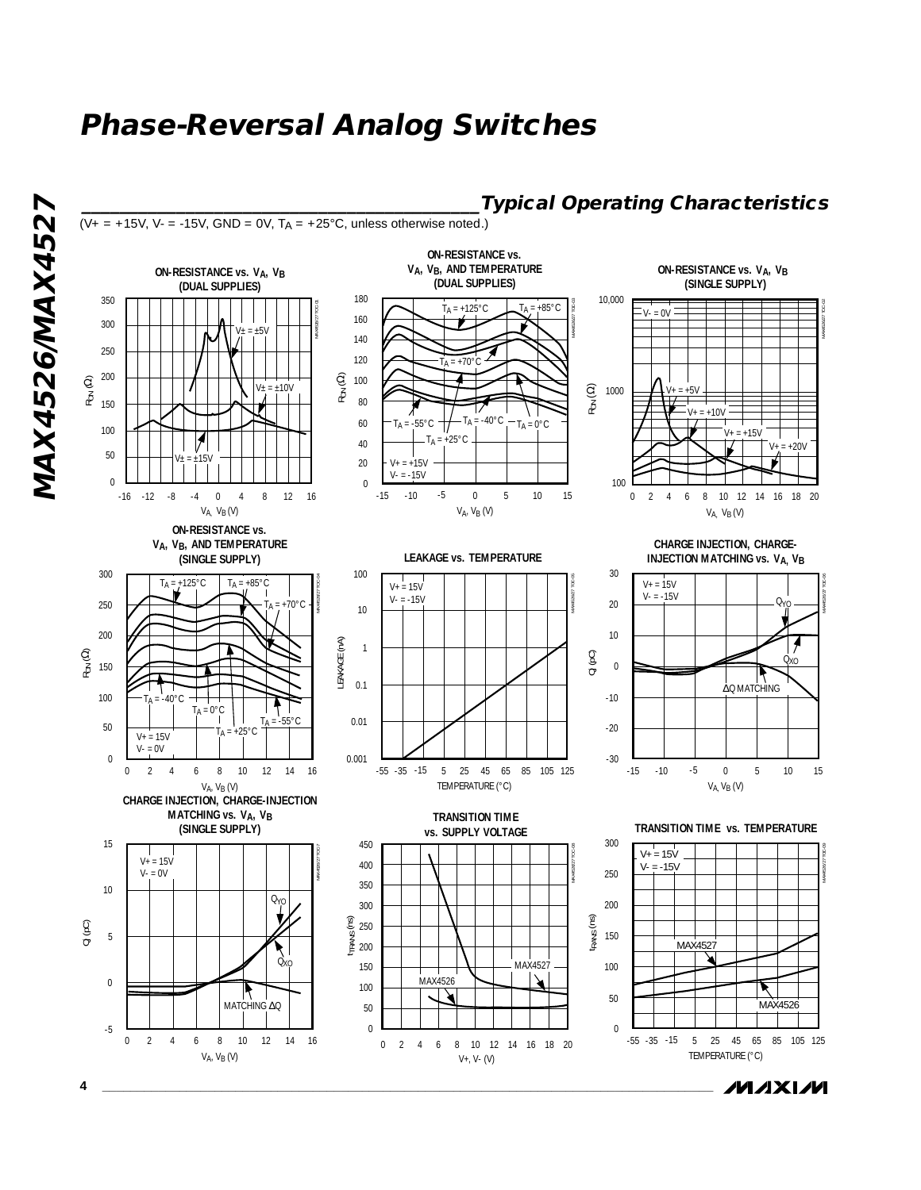## Typical Operating Characteristics

($V+ = +15V$, $V- = -15V$, GND = 0V, $T_A = +25°C$, unless otherwise noted.)

**ON-RESISTANCE vs. $V_A$, $V_B$ (DUAL SUPPLIES)**

**ON-RESISTANCE vs. $V_A$, $V_B$, AND TEMPERATURE (DUAL SUPPLIES)**

**ON-RESISTANCE vs. $V_A$, $V_B$ (SINGLE SUPPLY)**

**ON-RESISTANCE vs. $V_A$, $V_B$, AND TEMPERATURE (SINGLE SUPPLY)**

**LEAKAGE vs. TEMPERATURE**

**CHARGE INJECTION, CHARGE-INJECTION MATCHING vs. $V_A$, $V_B$**

**CHARGE INJECTION, CHARGE-INJECTION MATCHING vs. $V_A$, $V_B$ (SINGLE SUPPLY)**

**TRANSITION TIME vs. SUPPLY VOLTAGE**

**TRANSITION TIME vs. TEMPERATURE**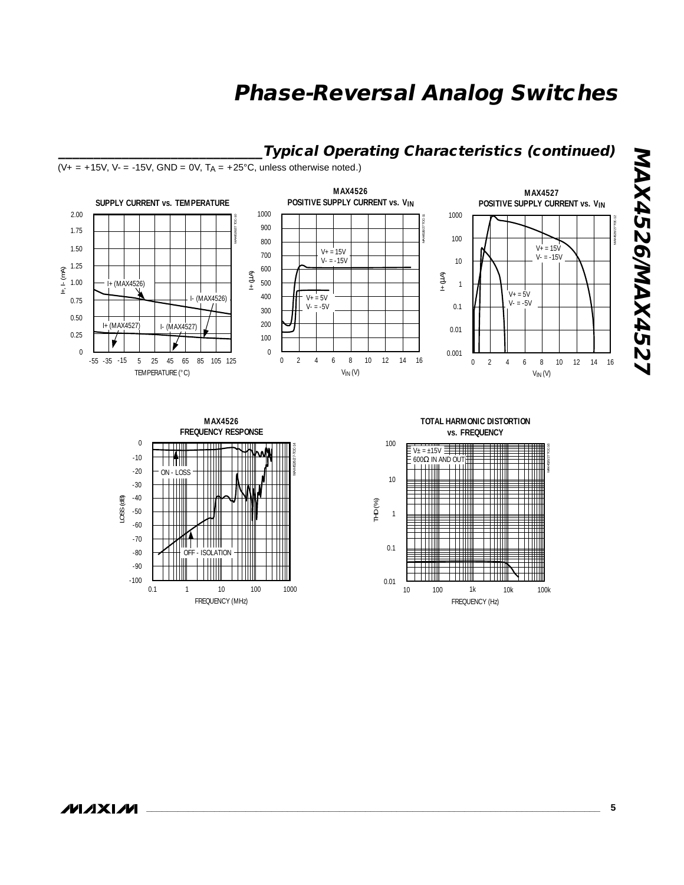## Typical Operating Characteristics (continued)

($V+ = +15V$, $V- = -15V$, $GND = 0V$, $T_A = +25°C$, unless otherwise noted.)

**SUPPLY CURRENT vs. TEMPERATURE**

**MAX4526 POSITIVE SUPPLY CURRENT vs. $V_{IN}$**

**MAX4527 POSITIVE SUPPLY CURRENT vs. $V_{IN}$**

**MAX4526 FREQUENCY RESPONSE**

**TOTAL HARMONIC DISTORTION vs. FREQUENCY**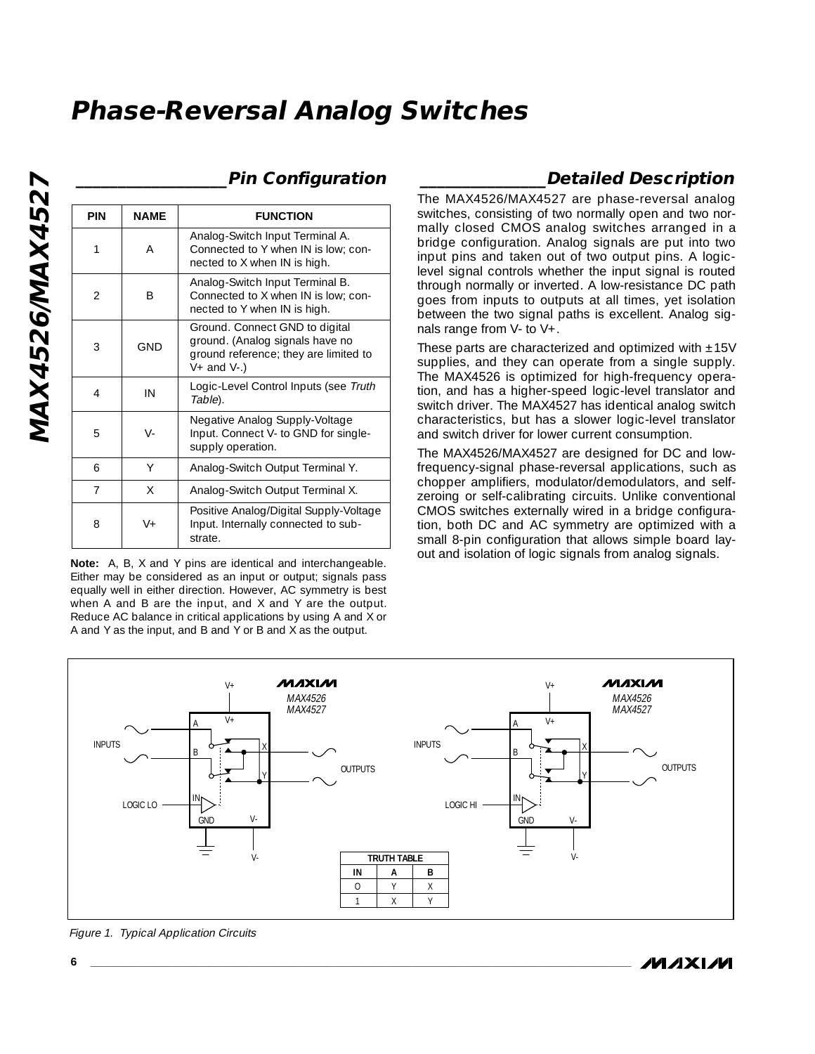## Pin Configuration

| PIN | NAME | FUNCTION |
|---|---|---|
| 1 | A | Analog-Switch Input Terminal A. Connected to Y when IN is low; connected to X when IN is high. |
| 2 | B | Analog-Switch Input Terminal B. Connected to X when IN is low; connected to Y when IN is high. |
| 3 | GND | Ground. Connect GND to digital ground. (Analog signals have no ground reference; they are limited to V+ and V-.) |
| 4 | IN | Logic-Level Control Inputs (see *Truth Table*). |
| 5 | V- | Negative Analog Supply-Voltage Input. Connect V- to GND for single-supply operation. |
| 6 | Y | Analog-Switch Output Terminal Y. |
| 7 | X | Analog-Switch Output Terminal X. |
| 8 | V+ | Positive Analog/Digital Supply-Voltage Input. Internally connected to substrate. |

**Note:** A, B, X and Y pins are identical and interchangeable. Either may be considered as an input or output; signals pass equally well in either direction. However, AC symmetry is best when A and B are the input, and X and Y are the output. Reduce AC balance in critical applications by using A and X or A and Y as the input, and B and Y or B and X as the output.

## Detailed Description

The MAX4526/MAX4527 are phase-reversal analog switches, consisting of two normally open and two normally closed CMOS analog switches arranged in a bridge configuration. Analog signals are put into two input pins and taken out of two output pins. A logic-level signal controls whether the input signal is routed through normally or inverted. A low-resistance DC path goes from inputs to outputs at all times, yet isolation between the two signal paths is excellent. Analog signals range from V- to V+.

These parts are characterized and optimized with ±15V supplies, and they can operate from a single supply. The MAX4526 is optimized for high-frequency operation, and has a higher-speed logic-level translator and switch driver. The MAX4527 has identical analog switch characteristics, but has a slower logic-level translator and switch driver for lower current consumption.

The MAX4526/MAX4527 are designed for DC and low-frequency-signal phase-reversal applications, such as chopper amplifiers, modulator/demodulators, and self-zeroing or self-calibrating circuits. Unlike conventional CMOS switches externally wired in a bridge configuration, both DC and AC symmetry are optimized with a small 8-pin configuration that allows simple board layout and isolation of logic signals from analog signals.

| TRUTH TABLE | | |
|---|---|---|
| IN | A | B |
| 0 | Y | X |
| 1 | X | Y |

*Figure 1. Typical Application Circuits*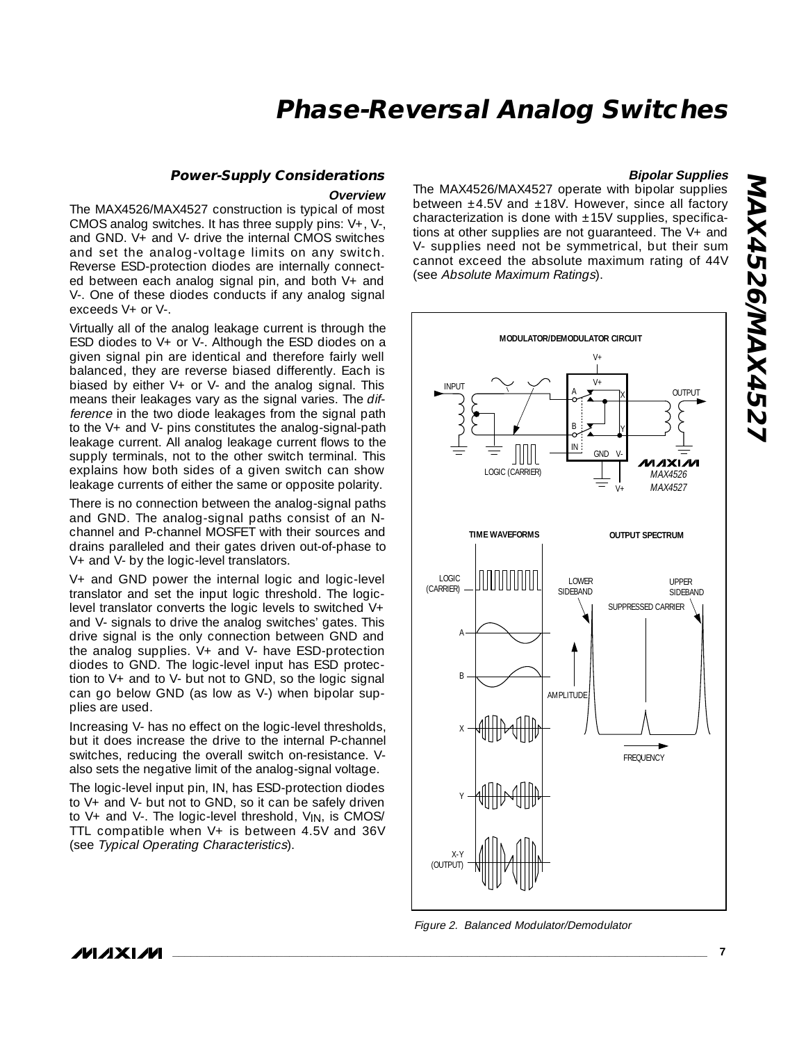## Power-Supply Considerations

### Overview

The MAX4526/MAX4527 construction is typical of most CMOS analog switches. It has three supply pins: V+, V-, and GND. V+ and V- drive the internal CMOS switches and set the analog-voltage limits on any switch. Reverse ESD-protection diodes are internally connected between each analog signal pin, and both V+ and V-. One of these diodes conducts if any analog signal exceeds V+ or V-.

Virtually all of the analog leakage current is through the ESD diodes to V+ or V-. Although the ESD diodes on a given signal pin are identical and therefore fairly well balanced, they are reverse biased differently. Each is biased by either V+ or V- and the analog signal. This means their leakages vary as the signal varies. The *difference* in the two diode leakages from the signal path to the V+ and V- pins constitutes the analog-signal-path leakage current. All analog leakage current flows to the supply terminals, not to the other switch terminal. This explains how both sides of a given switch can show leakage currents of either the same or opposite polarity.

There is no connection between the analog-signal paths and GND. The analog-signal paths consist of an N-channel and P-channel MOSFET with their sources and drains paralleled and their gates driven out-of-phase to V+ and V- by the logic-level translators.

V+ and GND power the internal logic and logic-level translator and set the input logic threshold. The logic-level translator converts the logic levels to switched V+ and V- signals to drive the analog switches' gates. This drive signal is the only connection between GND and the analog supplies. V+ and V- have ESD-protection diodes to GND. The logic-level input has ESD protection to V+ and to V- but not to GND, so the logic signal can go below GND (as low as V-) when bipolar supplies are used.

Increasing V- has no effect on the logic-level thresholds, but it does increase the drive to the internal P-channel switches, reducing the overall switch on-resistance. V- also sets the negative limit of the analog-signal voltage.

The logic-level input pin, IN, has ESD-protection diodes to V+ and V- but not to GND, so it can be safely driven to V+ and V-. The logic-level threshold, $V_{IN}$, is CMOS/TTL compatible when V+ is between 4.5V and 36V (see *Typical Operating Characteristics*).

### Bipolar Supplies

The MAX4526/MAX4527 operate with bipolar supplies between ±4.5V and ±18V. However, since all factory characterization is done with ±15V supplies, specifications at other supplies are not guaranteed. The V+ and V- supplies need not be symmetrical, but their sum cannot exceed the absolute maximum rating of 44V (see *Absolute Maximum Ratings*).

*Figure 2. Balanced Modulator/Demodulator*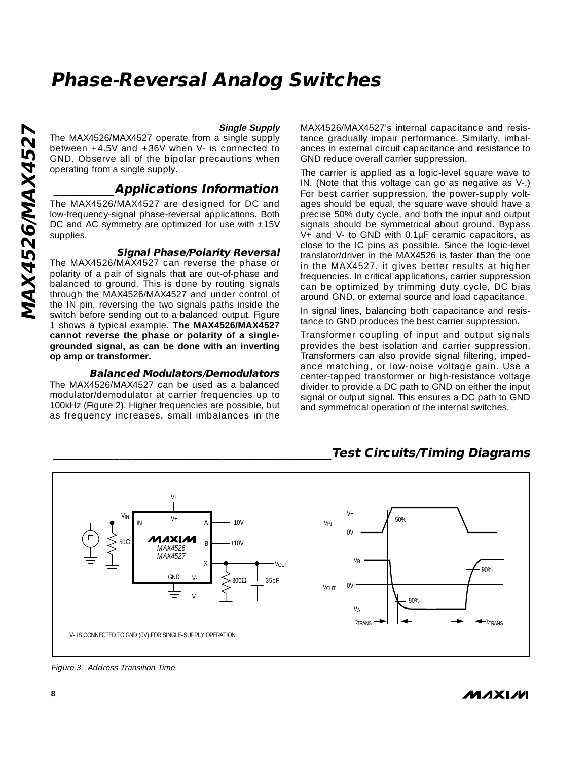### Single Supply

The MAX4526/MAX4527 operate from a single supply between +4.5V and +36V when V- is connected to GND. Observe all of the bipolar precautions when operating from a single supply.

## Applications Information

The MAX4526/MAX4527 are designed for DC and low-frequency-signal phase-reversal applications. Both DC and AC symmetry are optimized for use with ±15V supplies.

### Signal Phase/Polarity Reversal

The MAX4526/MAX4527 can reverse the phase or polarity of a pair of signals that are out-of-phase and balanced to ground. This is done by routing signals through the MAX4526/MAX4527 and under control of the IN pin, reversing the two signals paths inside the switch before sending out to a balanced output. Figure 1 shows a typical example. **The MAX4526/MAX4527 cannot reverse the phase or polarity of a single-grounded signal, as can be done with an inverting op amp or transformer.**

### Balanced Modulators/Demodulators

The MAX4526/MAX4527 can be used as a balanced modulator/demodulator at carrier frequencies up to 100kHz (Figure 2). Higher frequencies are possible, but as frequency increases, small imbalances in the MAX4526/MAX4527's internal capacitance and resistance gradually impair performance. Similarly, imbalances in external circuit capacitance and resistance to GND reduce overall carrier suppression.

The carrier is applied as a logic-level square wave to IN. (Note that this voltage can go as negative as V-.) For best carrier suppression, the power-supply voltages should be equal, the square wave should have a precise 50% duty cycle, and both the input and output signals should be symmetrical about ground. Bypass V+ and V- to GND with 0.1µF ceramic capacitors, as close to the IC pins as possible. Since the logic-level translator/driver in the MAX4526 is faster than the one in the MAX4527, it gives better results at higher frequencies. In critical applications, carrier suppression can be optimized by trimming duty cycle, DC bias around GND, or external source and load capacitance.

In signal lines, balancing both capacitance and resistance to GND produces the best carrier suppression.

Transformer coupling of input and output signals provides the best isolation and carrier suppression. Transformers can also provide signal filtering, impedance matching, or low-noise voltage gain. Use a center-tapped transformer or high-resistance voltage divider to provide a DC path to GND on either the input signal or output signal. This ensures a DC path to GND and symmetrical operation of the internal switches.

## Test Circuits/Timing Diagrams

V- IS CONNECTED TO GND (0V) FOR SINGLE-SUPPLY OPERATION.

Figure 3. Address Transition Time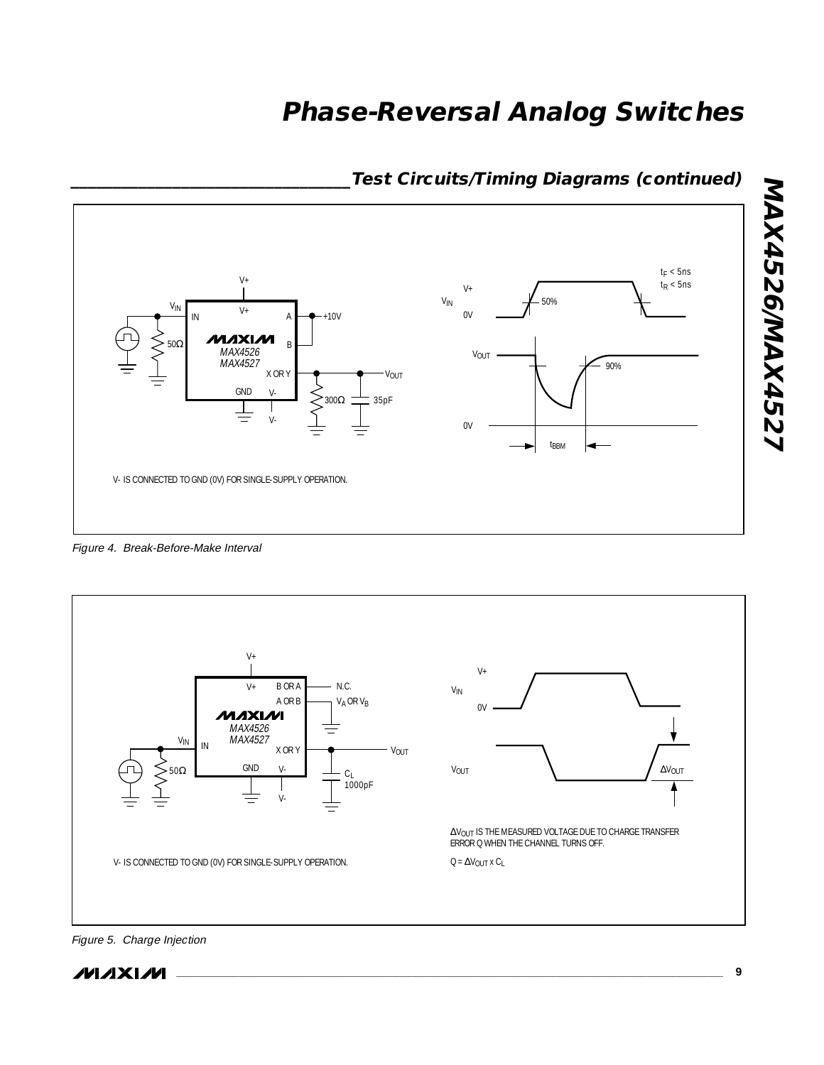## Test Circuits/Timing Diagrams (continued)

V- IS CONNECTED TO GND (0V) FOR SINGLE-SUPPLY OPERATION.

*Figure 4. Break-Before-Make Interval*

$\Delta V_{OUT}$ IS THE MEASURED VOLTAGE DUE TO CHARGE TRANSFER ERROR Q WHEN THE CHANNEL TURNS OFF.

$Q = \Delta V_{OUT} \times C_L$

V- IS CONNECTED TO GND (0V) FOR SINGLE-SUPPLY OPERATION.

*Figure 5. Charge Injection*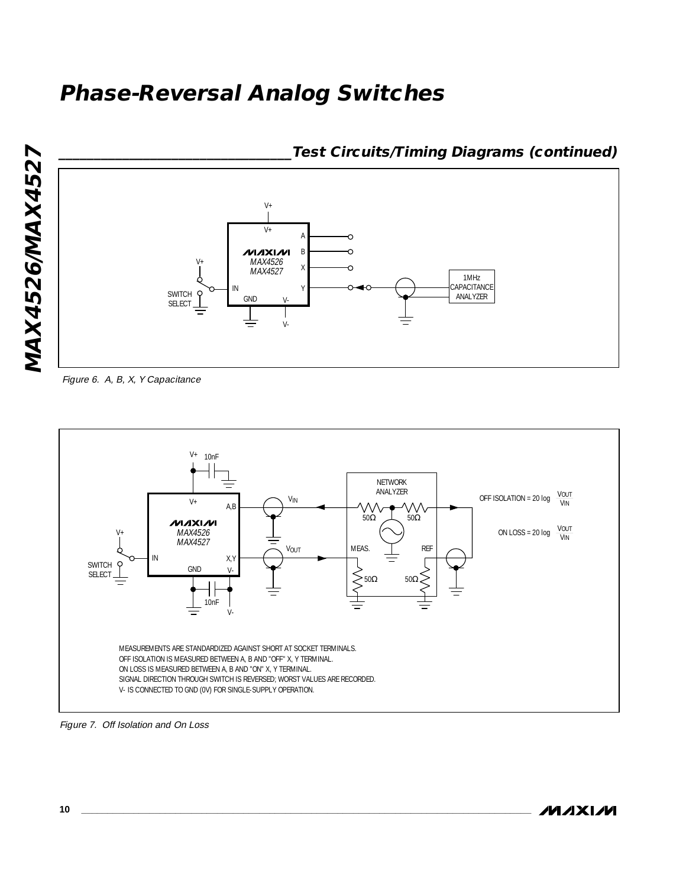## Test Circuits/Timing Diagrams (continued)

Figure 6. A, B, X, Y Capacitance

OFF ISOLATION = 20 log $\frac{V_{OUT}}{V_{IN}}$

ON LOSS = 20 log $\frac{V_{OUT}}{V_{IN}}$

MEASUREMENTS ARE STANDARDIZED AGAINST SHORT AT SOCKET TERMINALS.
OFF ISOLATION IS MEASURED BETWEEN A, B AND "OFF" X, Y TERMINAL.
ON LOSS IS MEASURED BETWEEN A, B AND "ON" X, Y TERMINAL.
SIGNAL DIRECTION THROUGH SWITCH IS REVERSED; WORST VALUES ARE RECORDED.
V- IS CONNECTED TO GND (0V) FOR SINGLE-SUPPLY OPERATION.

Figure 7. Off Isolation and On Loss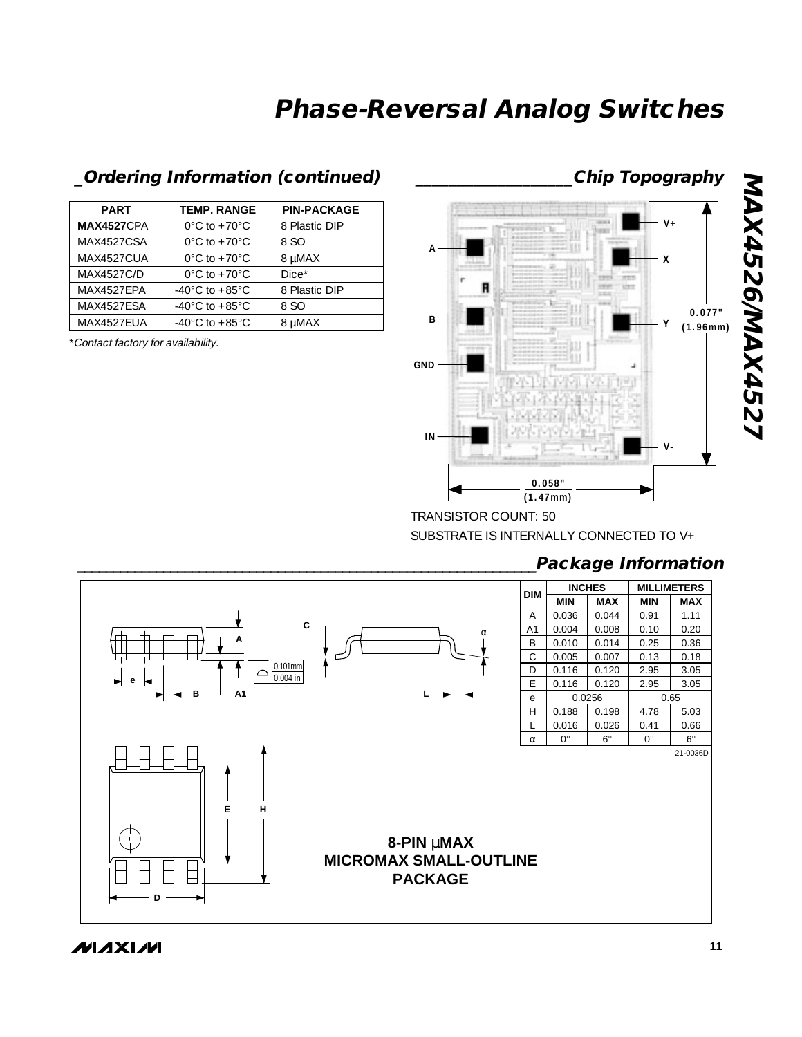## Ordering Information (continued)

| PART | TEMP. RANGE | PIN-PACKAGE |
|---|---|---|
| **MAX4527**CPA | 0°C to +70°C | 8 Plastic DIP |
| MAX4527CSA | 0°C to +70°C | 8 SO |
| MAX4527CUA | 0°C to +70°C | 8 µMAX |
| MAX4527C/D | 0°C to +70°C | Dice* |
| MAX4527EPA | -40°C to +85°C | 8 Plastic DIP |
| MAX4527ESA | -40°C to +85°C | 8 SO |
| MAX4527EUA | -40°C to +85°C | 8 µMAX |

*Contact factory for availability.*

## Chip Topography

A, B, GND, IN, V+, X, Y, V-

0.077" (1.96mm)

0.058" (1.47mm)

TRANSISTOR COUNT: 50

SUBSTRATE IS INTERNALLY CONNECTED TO V+

## Package Information

| DIM | INCHES | | MILLIMETERS | |
|---|---|---|---|---|
| | MIN | MAX | MIN | MAX |
| A | 0.036 | 0.044 | 0.91 | 1.11 |
| A1 | 0.004 | 0.008 | 0.10 | 0.20 |
| B | 0.010 | 0.014 | 0.25 | 0.36 |
| C | 0.005 | 0.007 | 0.13 | 0.18 |
| D | 0.116 | 0.120 | 2.95 | 3.05 |
| E | 0.116 | 0.120 | 2.95 | 3.05 |
| e | 0.0256 | | 0.65 | |
| H | 0.188 | 0.198 | 4.78 | 5.03 |
| L | 0.016 | 0.026 | 0.41 | 0.66 |
| α | 0° | 6° | 0° | 6° |

21-0036D

0.101mm 0.004 in

**8-PIN µMAX MICROMAX SMALL-OUTLINE PACKAGE**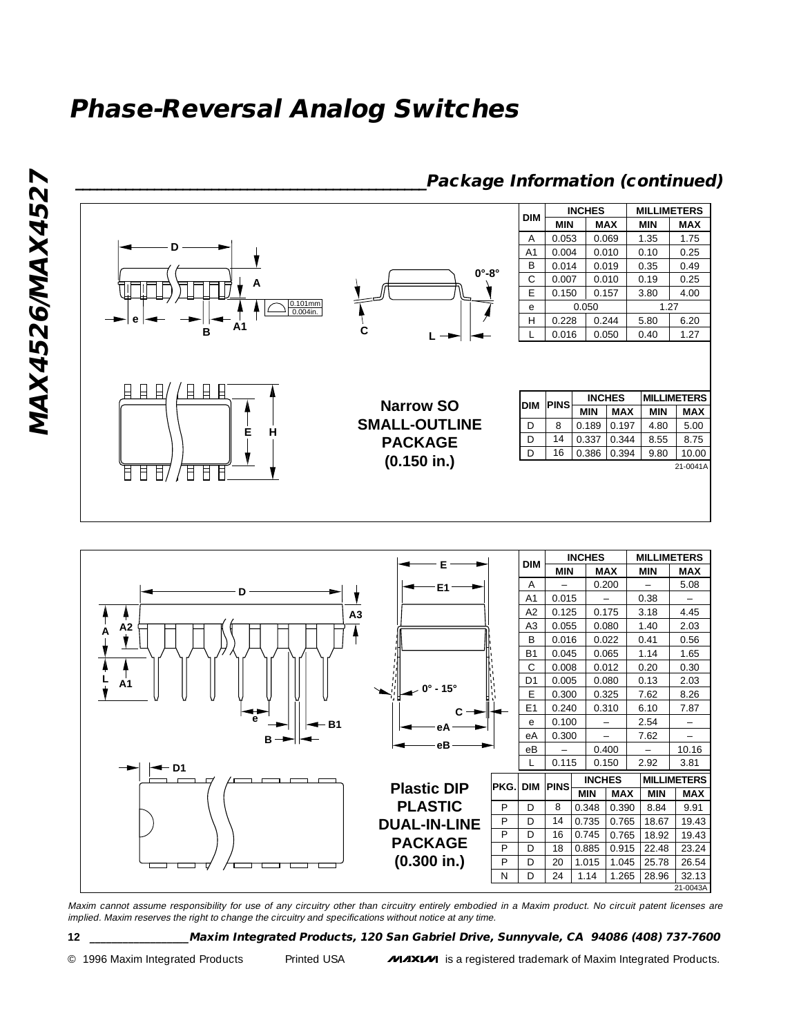## Package Information (continued)

| DIM | INCHES | | MILLIMETERS | |
|---|---|---|---|---|
| | MIN | MAX | MIN | MAX |
| A | 0.053 | 0.069 | 1.35 | 1.75 |
| A1 | 0.004 | 0.010 | 0.10 | 0.25 |
| B | 0.014 | 0.019 | 0.35 | 0.49 |
| C | 0.007 | 0.010 | 0.19 | 0.25 |
| E | 0.150 | 0.157 | 3.80 | 4.00 |
| e | 0.050 | | 1.27 | |
| H | 0.228 | 0.244 | 5.80 | 6.20 |
| L | 0.016 | 0.050 | 0.40 | 1.27 |

D
A
e
B
A1
0.101mm
0.004in.
C
L
0°-8°
E
H

**Narrow SO SMALL-OUTLINE PACKAGE (0.150 in.)**

| DIM | PINS | INCHES | | MILLIMETERS | |
|---|---|---|---|---|---|
| | | MIN | MAX | MIN | MAX |
| D | 8 | 0.189 | 0.197 | 4.80 | 5.00 |
| D | 14 | 0.337 | 0.344 | 8.55 | 8.75 |
| D | 16 | 0.386 | 0.394 | 9.80 | 10.00 |

21-0041A

| DIM | INCHES | | MILLIMETERS | |
|---|---|---|---|---|
| | MIN | MAX | MIN | MAX |
| A | – | 0.200 | – | 5.08 |
| A1 | 0.015 | – | 0.38 | – |
| A2 | 0.125 | 0.175 | 3.18 | 4.45 |
| A3 | 0.055 | 0.080 | 1.40 | 2.03 |
| B | 0.016 | 0.022 | 0.41 | 0.56 |
| B1 | 0.045 | 0.065 | 1.14 | 1.65 |
| C | 0.008 | 0.012 | 0.20 | 0.30 |
| D1 | 0.005 | 0.080 | 0.13 | 2.03 |
| E | 0.300 | 0.325 | 7.62 | 8.26 |
| E1 | 0.240 | 0.310 | 6.10 | 7.87 |
| e | 0.100 | – | 2.54 | – |
| eA | 0.300 | – | 7.62 | – |
| eB | – | 0.400 | – | 10.16 |
| L | 0.115 | 0.150 | 2.92 | 3.81 |

D
A
A2
A3
L
A1
e
B
B1
E
E1
0° - 15°
C
eA
eB
D1

**Plastic DIP PLASTIC DUAL-IN-LINE PACKAGE (0.300 in.)**

| PKG. | DIM | PINS | INCHES | | MILLIMETERS | |
|---|---|---|---|---|---|---|
| | | | MIN | MAX | MIN | MAX |
| P | D | 8 | 0.348 | 0.390 | 8.84 | 9.91 |
| P | D | 14 | 0.735 | 0.765 | 18.67 | 19.43 |
| P | D | 16 | 0.745 | 0.765 | 18.92 | 19.43 |
| P | D | 18 | 0.885 | 0.915 | 22.48 | 23.24 |
| P | D | 20 | 1.015 | 1.045 | 25.78 | 26.54 |
| N | D | 24 | 1.14 | 1.265 | 28.96 | 32.13 |

21-0043A

*Maxim cannot assume responsibility for use of any circuitry other than circuitry entirely embodied in a Maxim product. No circuit patent licenses are implied. Maxim reserves the right to change the circuitry and specifications without notice at any time.*

***Maxim Integrated Products, 120 San Gabriel Drive, Sunnyvale, CA 94086 (408) 737-7600***

© 1996 Maxim Integrated Products Printed USA MAXIM is a registered trademark of Maxim Integrated Products.